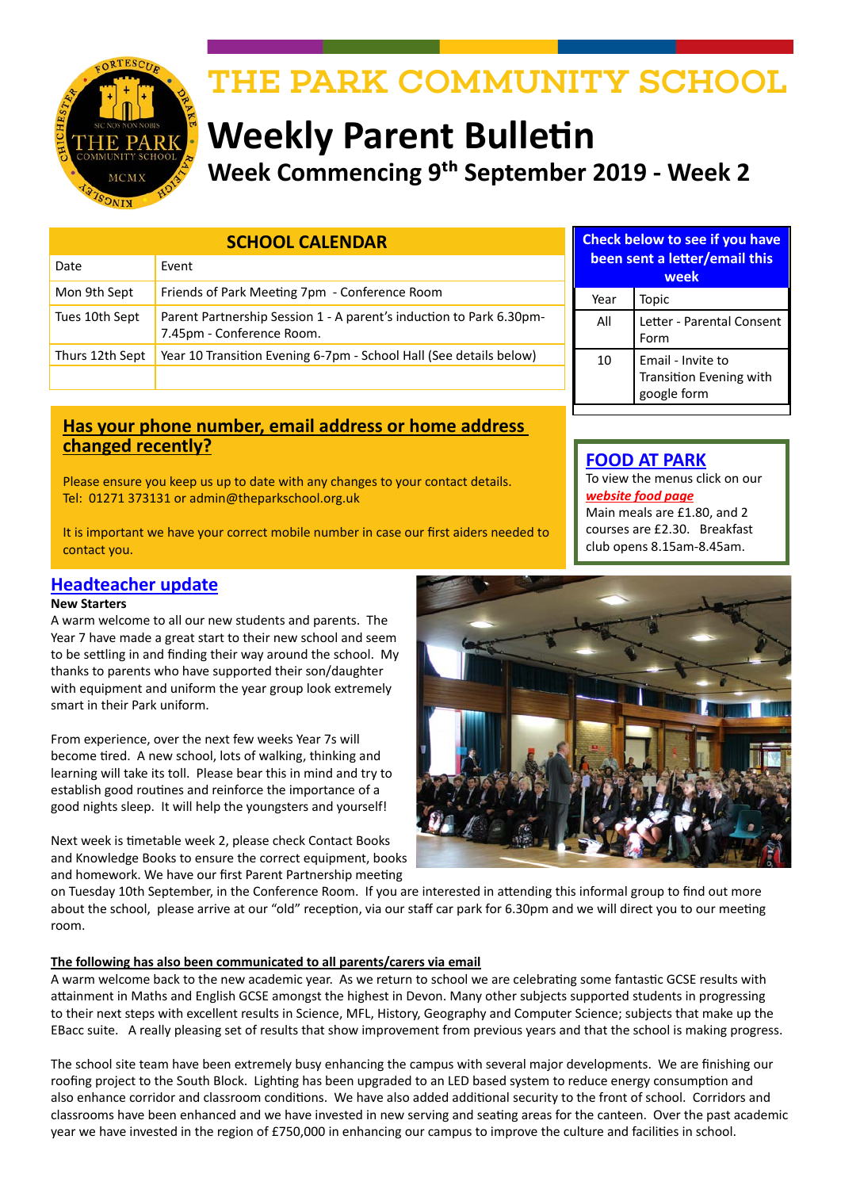# THE PARK COMMUNITY SCHOOL

# Weekly Parent Bulletin

## Week Commencing 9th September 2019 - Week 2

### SCHOOL CALENDAR

| Date | Event |
|---|---|
| Mon 9th Sept | Friends of Park Meeting 7pm - Conference Room |
| Tues 10th Sept | Parent Partnership Session 1 - A parent's induction to Park 6.30pm-7.45pm - Conference Room. |
| Thurs 12th Sept | Year 10 Transition Evening 6-7pm - School Hall (See details below) |
| | |

### Check below to see if you have been sent a letter/email this week

| Year | Topic |
|---|---|
| All | Letter - Parental Consent Form |
| 10 | Email - Invite to Transition Evening with google form |

### FOOD AT PARK

To view the menus click on our ***website food page***
Main meals are £1.80, and 2 courses are £2.30. Breakfast club opens 8.15am-8.45am.

### Has your phone number, email address or home address changed recently?

Please ensure you keep us up to date with any changes to your contact details.
Tel: 01271 373131 or admin@theparkschool.org.uk

It is important we have your correct mobile number in case our first aiders needed to contact you.

### Headteacher update

**New Starters**

A warm welcome to all our new students and parents. The Year 7 have made a great start to their new school and seem to be settling in and finding their way around the school. My thanks to parents who have supported their son/daughter with equipment and uniform the year group look extremely smart in their Park uniform.

From experience, over the next few weeks Year 7s will become tired. A new school, lots of walking, thinking and learning will take its toll. Please bear this in mind and try to establish good routines and reinforce the importance of a good nights sleep. It will help the youngsters and yourself!

Next week is timetable week 2, please check Contact Books and Knowledge Books to ensure the correct equipment, books and homework. We have our first Parent Partnership meeting on Tuesday 10th September, in the Conference Room. If you are interested in attending this informal group to find out more about the school, please arrive at our "old" reception, via our staff car park for 6.30pm and we will direct you to our meeting room.

**The following has also been communicated to all parents/carers via email**

A warm welcome back to the new academic year. As we return to school we are celebrating some fantastic GCSE results with attainment in Maths and English GCSE amongst the highest in Devon. Many other subjects supported students in progressing to their next steps with excellent results in Science, MFL, History, Geography and Computer Science; subjects that make up the EBacc suite. A really pleasing set of results that show improvement from previous years and that the school is making progress.

The school site team have been extremely busy enhancing the campus with several major developments. We are finishing our roofing project to the South Block. Lighting has been upgraded to an LED based system to reduce energy consumption and also enhance corridor and classroom conditions. We have also added additional security to the front of school. Corridors and classrooms have been enhanced and we have invested in new serving and seating areas for the canteen. Over the past academic year we have invested in the region of £750,000 in enhancing our campus to improve the culture and facilities in school.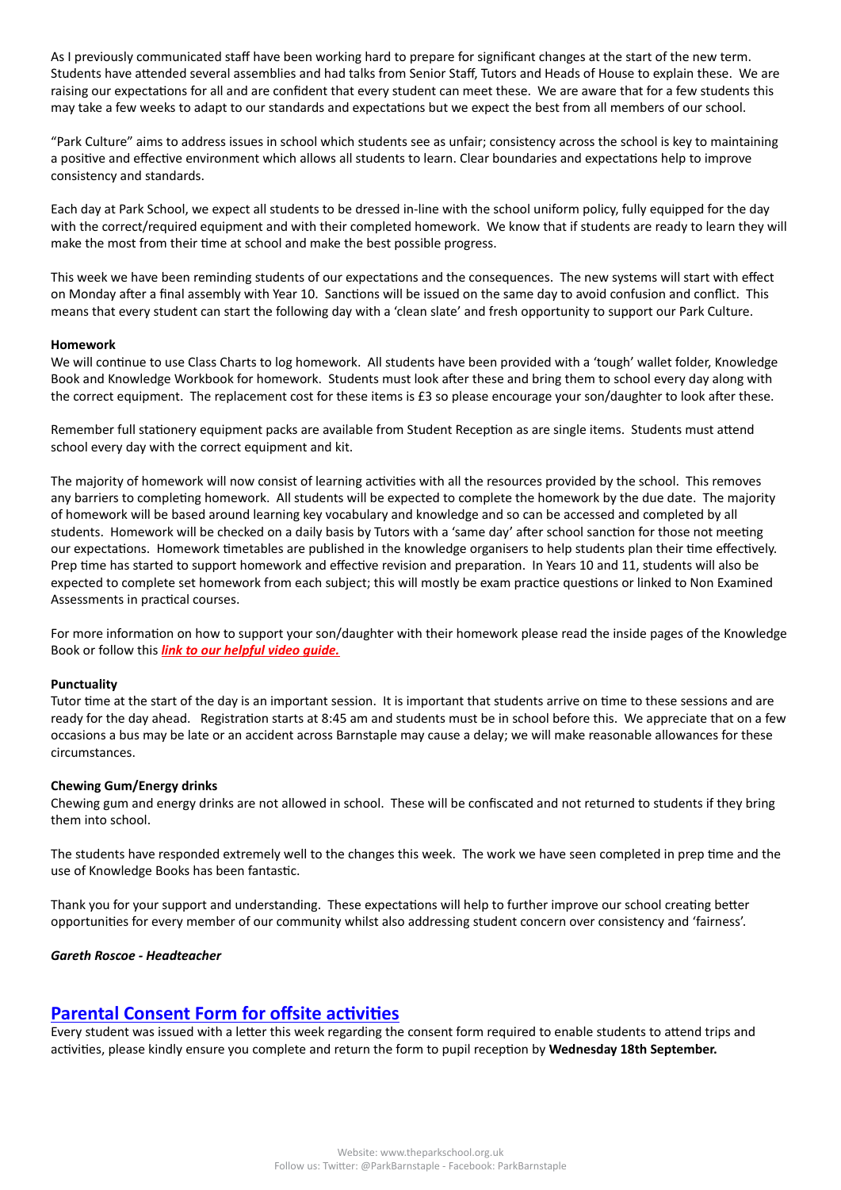As I previously communicated staff have been working hard to prepare for significant changes at the start of the new term. Students have attended several assemblies and had talks from Senior Staff, Tutors and Heads of House to explain these. We are raising our expectations for all and are confident that every student can meet these. We are aware that for a few students this may take a few weeks to adapt to our standards and expectations but we expect the best from all members of our school.

"Park Culture" aims to address issues in school which students see as unfair; consistency across the school is key to maintaining a positive and effective environment which allows all students to learn. Clear boundaries and expectations help to improve consistency and standards.

Each day at Park School, we expect all students to be dressed in-line with the school uniform policy, fully equipped for the day with the correct/required equipment and with their completed homework. We know that if students are ready to learn they will make the most from their time at school and make the best possible progress.

This week we have been reminding students of our expectations and the consequences. The new systems will start with effect on Monday after a final assembly with Year 10. Sanctions will be issued on the same day to avoid confusion and conflict. This means that every student can start the following day with a 'clean slate' and fresh opportunity to support our Park Culture.

**Homework**

We will continue to use Class Charts to log homework. All students have been provided with a 'tough' wallet folder, Knowledge Book and Knowledge Workbook for homework. Students must look after these and bring them to school every day along with the correct equipment. The replacement cost for these items is £3 so please encourage your son/daughter to look after these.

Remember full stationery equipment packs are available from Student Reception as are single items. Students must attend school every day with the correct equipment and kit.

The majority of homework will now consist of learning activities with all the resources provided by the school. This removes any barriers to completing homework. All students will be expected to complete the homework by the due date. The majority of homework will be based around learning key vocabulary and knowledge and so can be accessed and completed by all students. Homework will be checked on a daily basis by Tutors with a 'same day' after school sanction for those not meeting our expectations. Homework timetables are published in the knowledge organisers to help students plan their time effectively. Prep time has started to support homework and effective revision and preparation. In Years 10 and 11, students will also be expected to complete set homework from each subject; this will mostly be exam practice questions or linked to Non Examined Assessments in practical courses.

For more information on how to support your son/daughter with their homework please read the inside pages of the Knowledge Book or follow this ***link to our helpful video guide.***

**Punctuality**

Tutor time at the start of the day is an important session. It is important that students arrive on time to these sessions and are ready for the day ahead. Registration starts at 8:45 am and students must be in school before this. We appreciate that on a few occasions a bus may be late or an accident across Barnstaple may cause a delay; we will make reasonable allowances for these circumstances.

**Chewing Gum/Energy drinks**

Chewing gum and energy drinks are not allowed in school. These will be confiscated and not returned to students if they bring them into school.

The students have responded extremely well to the changes this week. The work we have seen completed in prep time and the use of Knowledge Books has been fantastic.

Thank you for your support and understanding. These expectations will help to further improve our school creating better opportunities for every member of our community whilst also addressing student concern over consistency and 'fairness'.

***Gareth Roscoe - Headteacher***

## Parental Consent Form for offsite activities

Every student was issued with a letter this week regarding the consent form required to enable students to attend trips and activities, please kindly ensure you complete and return the form to pupil reception by **Wednesday 18th September.**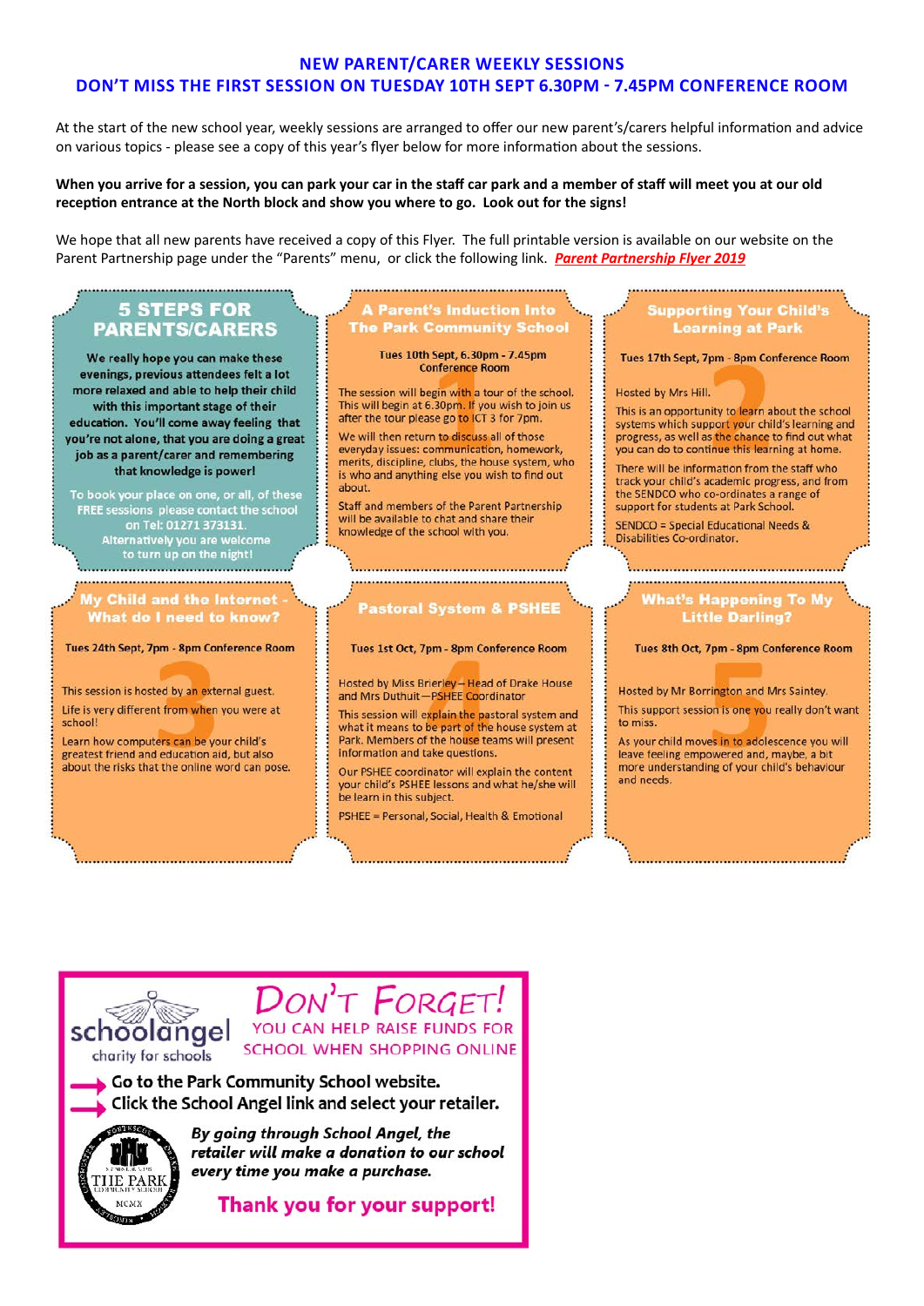## NEW PARENT/CARER WEEKLY SESSIONS
## DON'T MISS THE FIRST SESSION ON TUESDAY 10TH SEPT 6.30PM - 7.45PM CONFERENCE ROOM

At the start of the new school year, weekly sessions are arranged to offer our new parent's/carers helpful information and advice on various topics - please see a copy of this year's flyer below for more information about the sessions.

**When you arrive for a session, you can park your car in the staff car park and a member of staff will meet you at our old reception entrance at the North block and show you where to go. Look out for the signs!**

We hope that all new parents have received a copy of this Flyer. The full printable version is available on our website on the Parent Partnership page under the "Parents" menu, or click the following link. ***Parent Partnership Flyer 2019***

### 5 STEPS FOR PARENTS/CARERS

We really hope you can make these evenings, previous attendees felt a lot more relaxed and able to help their child with this important stage of their education. You'll come away feeling that you're not alone, that you are doing a great job as a parent/carer and remembering that knowledge is power!

To book your place on one, or all, of these FREE sessions please contact the school on Tel: 01271 373131. Alternatively you are welcome to turn up on the night!

### 1. A Parent's Induction Into The Park Community School

Tues 10th Sept, 6.30pm - 7.45pm Conference Room

The session will begin with a tour of the school. This will begin at 6.30pm. If you wish to join us after the tour please go to ICT 3 for 7pm.

We will then return to discuss all of those everyday issues: communication, homework, merits, discipline, clubs, the house system, who is who and anything else you wish to find out about.

Staff and members of the Parent Partnership will be available to chat and share their knowledge of the school with you.

### 2. Supporting Your Child's Learning at Park

Tues 17th Sept, 7pm - 8pm Conference Room

Hosted by Mrs Hill.

This is an opportunity to learn about the school systems which support your child's learning and progress, as well as the chance to find out what you can do to continue this learning at home.

There will be information from the staff who track your child's academic progress, and from the SENDCO who co-ordinates a range of support for students at Park School.

SENDCO = Special Educational Needs & Disabilities Co-ordinator.

### 3. My Child and the Internet - What do I need to know?

Tues 24th Sept, 7pm - 8pm Conference Room

This session is hosted by an external guest.

Life is very different from when you were at school!

Learn how computers can be your child's greatest friend and education aid, but also about the risks that the online word can pose.

### 4. Pastoral System & PSHEE

Tues 1st Oct, 7pm - 8pm Conference Room

Hosted by Miss Brierley – Head of Drake House and Mrs Duthuit—PSHEE Coordinator

This session will explain the pastoral system and what it means to be part of the house system at Park. Members of the house teams will present information and take questions.

Our PSHEE coordinator will explain the content your child's PSHEE lessons and what he/she will be learn in this subject.

PSHEE = Personal, Social, Health & Emotional

### 5. What's Happening To My Little Darling?

Tues 8th Oct, 7pm - 8pm Conference Room

Hosted by Mr Borrington and Mrs Saintey.

This support session is one you really don't want to miss.

As your child moves in to adolescence you will leave feeling empowered and, maybe, a bit more understanding of your child's behaviour and needs.

---

schoolangel — charity for schools

## DON'T FORGET!

YOU CAN HELP RAISE FUNDS FOR SCHOOL WHEN SHOPPING ONLINE

- Go to the Park Community School website.
- Click the School Angel link and select your retailer.

***By going through School Angel, the retailer will make a donation to our school every time you make a purchase.***

**Thank you for your support!**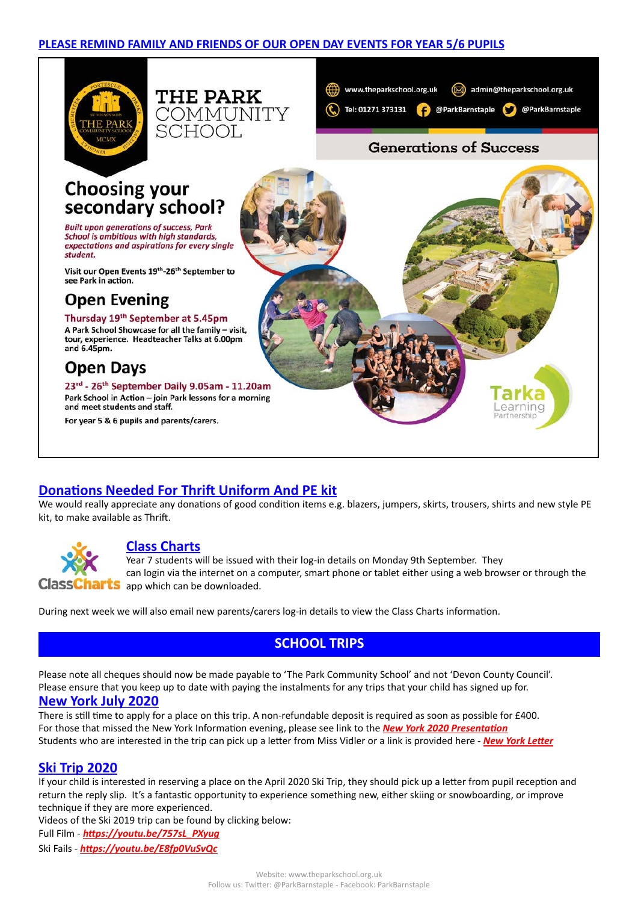**PLEASE REMIND FAMILY AND FRIENDS OF OUR OPEN DAY EVENTS FOR YEAR 5/6 PUPILS**

# THE PARK COMMUNITY SCHOOL

www.theparkschool.org.uk admin@theparkschool.org.uk

Tel: 01271 373131 @ParkBarnstaple @ParkBarnstaple

Generations of Success

## Choosing your secondary school?

*Built upon generations of success, Park School is ambitious with high standards, expectations and aspirations for every single student.*

Visit our Open Events 19th-26th September to see Park in action.

## Open Evening

**Thursday 19th September at 5.45pm**

A Park School Showcase for all the family – visit, tour, experience. Headteacher Talks at 6.00pm and 6.45pm.

## Open Days

**23rd - 26th September Daily 9.05am - 11.20am**

Park School in Action – join Park lessons for a morning and meet students and staff.

For year 5 & 6 pupils and parents/carers.

Tarka Learning Partnership

## Donations Needed For Thrift Uniform And PE kit

We would really appreciate any donations of good condition items e.g. blazers, jumpers, skirts, trousers, shirts and new style PE kit, to make available as Thrift.

## Class Charts

Year 7 students will be issued with their log-in details on Monday 9th September. They can login via the internet on a computer, smart phone or tablet either using a web browser or through the app which can be downloaded.

During next week we will also email new parents/carers log-in details to view the Class Charts information.

## SCHOOL TRIPS

Please note all cheques should now be made payable to 'The Park Community School' and not 'Devon County Council'. Please ensure that you keep up to date with paying the instalments for any trips that your child has signed up for.

### New York July 2020

There is still time to apply for a place on this trip. A non-refundable deposit is required as soon as possible for £400. For those that missed the New York Information evening, please see link to the ***New York 2020 Presentation***

Students who are interested in the trip can pick up a letter from Miss Vidler or a link is provided here - ***New York Letter***

### Ski Trip 2020

If your child is interested in reserving a place on the April 2020 Ski Trip, they should pick up a letter from pupil reception and return the reply slip. It's a fantastic opportunity to experience something new, either skiing or snowboarding, or improve technique if they are more experienced.

Videos of the Ski 2019 trip can be found by clicking below:

Full Film - ***https://youtu.be/757sL_PXyug***

Ski Fails - ***https://youtu.be/E8fp0VuSvQc***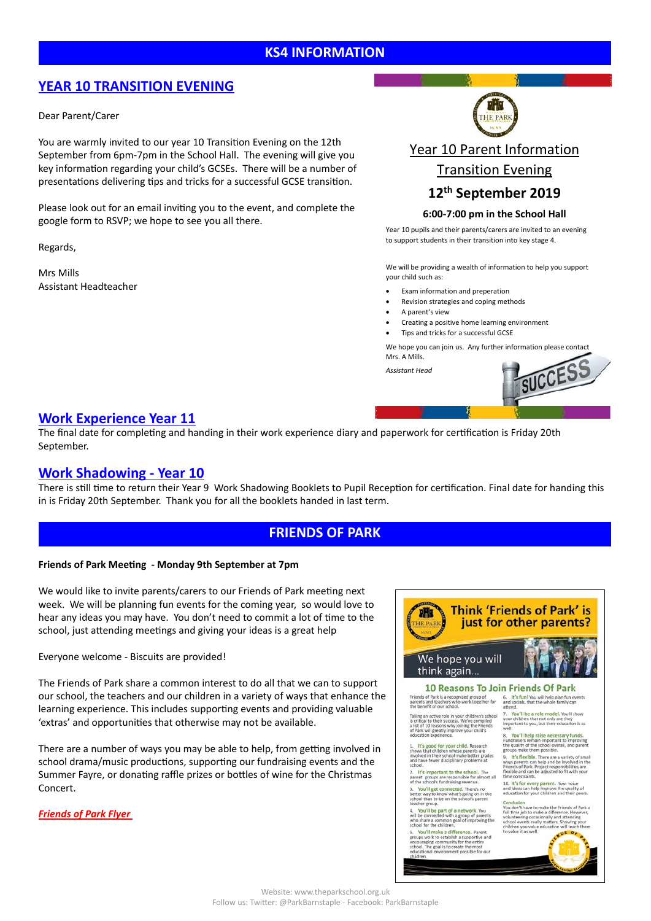## KS4 INFORMATION

### YEAR 10 TRANSITION EVENING

Dear Parent/Carer

You are warmly invited to our year 10 Transition Evening on the 12th September from 6pm-7pm in the School Hall. The evening will give you key information regarding your child's GCSEs. There will be a number of presentations delivering tips and tricks for a successful GCSE transition.

Please look out for an email inviting you to the event, and complete the google form to RSVP; we hope to see you all there.

Regards,

Mrs Mills
Assistant Headteacher

Year 10 Parent Information Transition Evening

**12th September 2019**

**6:00-7:00 pm in the School Hall**

Year 10 pupils and their parents/carers are invited to an evening to support students in their transition into key stage 4.

We will be providing a wealth of information to help you support your child such as:

- Exam information and preperation
- Revision strategies and coping methods
- A parent's view
- Creating a positive home learning environment
- Tips and tricks for a successful GCSE

We hope you can join us. Any further information please contact Mrs. A Mills.

*Assistant Head*

SUCCESS

### Work Experience Year 11

The final date for completing and handing in their work experience diary and paperwork for certification is Friday 20th September.

### Work Shadowing - Year 10

There is still time to return their Year 9 Work Shadowing Booklets to Pupil Reception for certification. Final date for handing this in is Friday 20th September. Thank you for all the booklets handed in last term.

## FRIENDS OF PARK

**Friends of Park Meeting - Monday 9th September at 7pm**

We would like to invite parents/carers to our Friends of Park meeting next week. We will be planning fun events for the coming year, so would love to hear any ideas you may have. You don't need to commit a lot of time to the school, just attending meetings and giving your ideas is a great help

Everyone welcome - Biscuits are provided!

The Friends of Park share a common interest to do all that we can to support our school, the teachers and our children in a variety of ways that enhance the learning experience. This includes supporting events and providing valuable 'extras' and opportunities that otherwise may not be available.

There are a number of ways you may be able to help, from getting involved in school drama/music productions, supporting our fundraising events and the Summer Fayre, or donating raffle prizes or bottles of wine for the Christmas Concert.

*Friends of Park Flyer*

Think 'Friends of Park' is just for other parents?

We hope you will think again...

10 Reasons To Join Friends Of Park